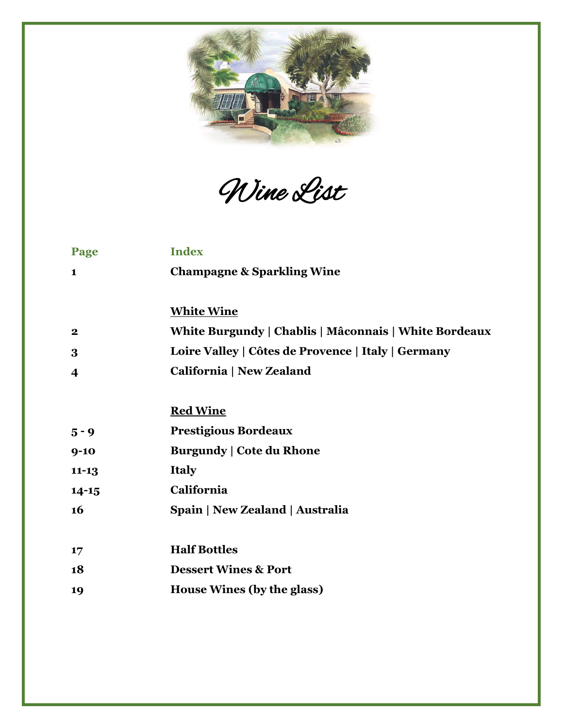# Wine List

| Page | Index |
|---|---|
| 1 | **Champagne & Sparkling Wine** |
| | |
| | **<u>White Wine</u>** |
| 2 | **White Burgundy \| Chablis \| Mâconnais \| White Bordeaux** |
| 3 | **Loire Valley \| Côtes de Provence \| Italy \| Germany** |
| 4 | **California \| New Zealand** |
| | |
| | **<u>Red Wine</u>** |
| 5 - 9 | **Prestigious Bordeaux** |
| 9-10 | **Burgundy \| Cote du Rhone** |
| 11-13 | **Italy** |
| 14-15 | **California** |
| 16 | **Spain \| New Zealand \| Australia** |
| | |
| 17 | **Half Bottles** |
| 18 | **Dessert Wines & Port** |
| 19 | **House Wines (by the glass)** |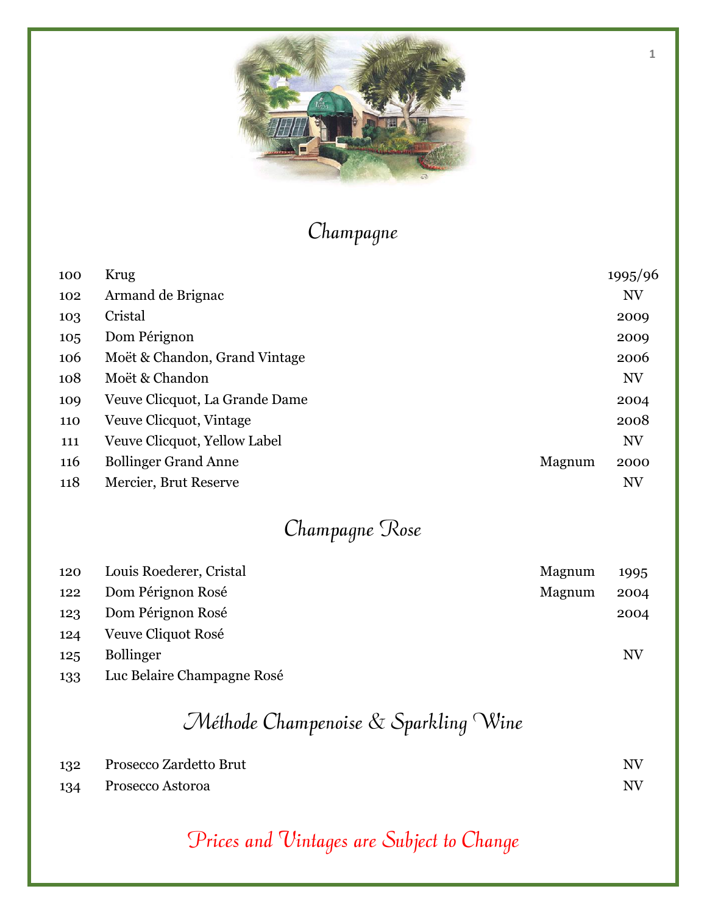## Champagne

| | | | |
|---|---|---|---|
| 100 | Krug | | 1995/96 |
| 102 | Armand de Brignac | | NV |
| 103 | Cristal | | 2009 |
| 105 | Dom Pérignon | | 2009 |
| 106 | Moët & Chandon, Grand Vintage | | 2006 |
| 108 | Moët & Chandon | | NV |
| 109 | Veuve Clicquot, La Grande Dame | | 2004 |
| 110 | Veuve Clicquot, Vintage | | 2008 |
| 111 | Veuve Clicquot, Yellow Label | | NV |
| 116 | Bollinger Grand Anne | Magnum | 2000 |
| 118 | Mercier, Brut Reserve | | NV |

## Champagne Rose

| | | | |
|---|---|---|---|
| 120 | Louis Roederer, Cristal | Magnum | 1995 |
| 122 | Dom Pérignon Rosé | Magnum | 2004 |
| 123 | Dom Pérignon Rosé | | 2004 |
| 124 | Veuve Cliquot Rosé | | |
| 125 | Bollinger | | NV |
| 133 | Luc Belaire Champagne Rosé | | |

## Méthode Champenoise & Sparkling Wine

| | | |
|---|---|---|
| 132 | Prosecco Zardetto Brut | NV |
| 134 | Prosecco Astoroa | NV |

*Prices and Vintages are Subject to Change*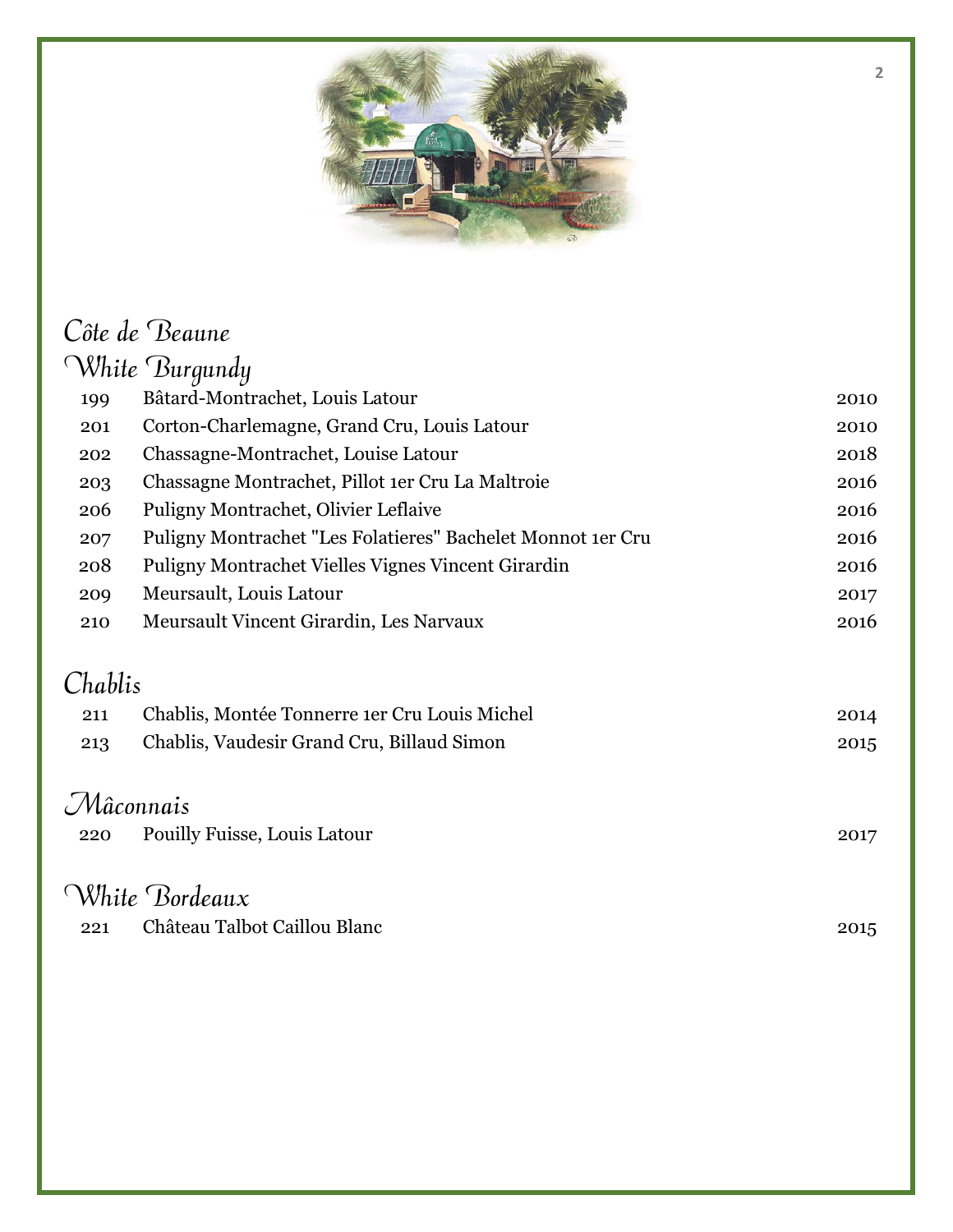## Côte de Beaune

### White Burgundy

| | | |
|---|---|---|
| 199 | Bâtard-Montrachet, Louis Latour | 2010 |
| 201 | Corton-Charlemagne, Grand Cru, Louis Latour | 2010 |
| 202 | Chassagne-Montrachet, Louise Latour | 2018 |
| 203 | Chassagne Montrachet, Pillot 1er Cru La Maltroie | 2016 |
| 206 | Puligny Montrachet, Olivier Leflaive | 2016 |
| 207 | Puligny Montrachet "Les Folatieres" Bachelet Monnot 1er Cru | 2016 |
| 208 | Puligny Montrachet Vielles Vignes Vincent Girardin | 2016 |
| 209 | Meursault, Louis Latour | 2017 |
| 210 | Meursault Vincent Girardin, Les Narvaux | 2016 |

## Chablis

| | | |
|---|---|---|
| 211 | Chablis, Montée Tonnerre 1er Cru Louis Michel | 2014 |
| 213 | Chablis, Vaudesir Grand Cru, Billaud Simon | 2015 |

## Mâconnais

| | | |
|---|---|---|
| 220 | Pouilly Fuisse, Louis Latour | 2017 |

## White Bordeaux

| | | |
|---|---|---|
| 221 | Château Talbot Caillou Blanc | 2015 |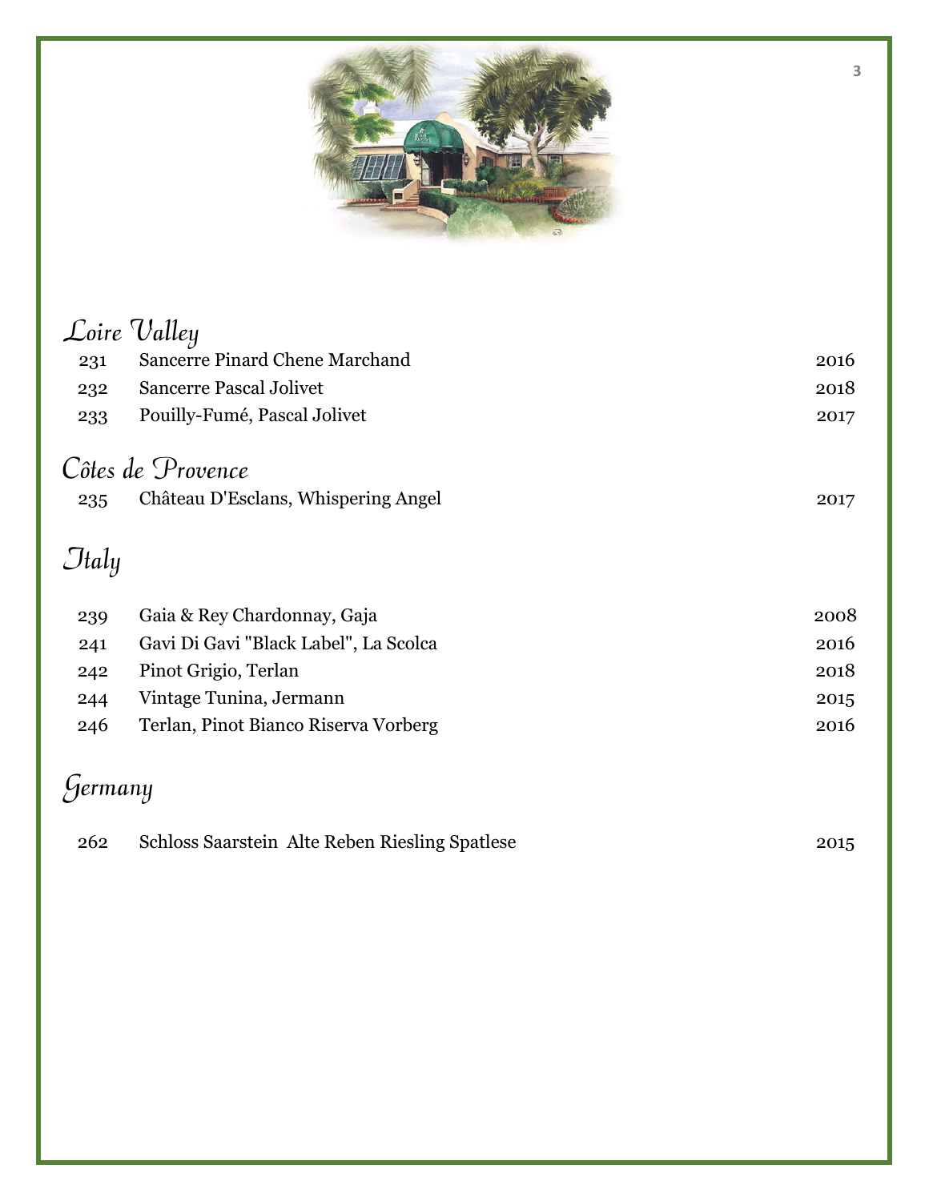## Loire Valley

| | | |
|---|---|---|
| 231 | Sancerre Pinard Chene Marchand | 2016 |
| 232 | Sancerre Pascal Jolivet | 2018 |
| 233 | Pouilly-Fumé, Pascal Jolivet | 2017 |

## Côtes de Provence

| | | |
|---|---|---|
| 235 | Château D'Esclans, Whispering Angel | 2017 |

## Italy

| | | |
|---|---|---|
| 239 | Gaia & Rey Chardonnay, Gaja | 2008 |
| 241 | Gavi Di Gavi "Black Label", La Scolca | 2016 |
| 242 | Pinot Grigio, Terlan | 2018 |
| 244 | Vintage Tunina, Jermann | 2015 |
| 246 | Terlan, Pinot Bianco Riserva Vorberg | 2016 |

## Germany

| | | |
|---|---|---|
| 262 | Schloss Saarstein Alte Reben Riesling Spatlese | 2015 |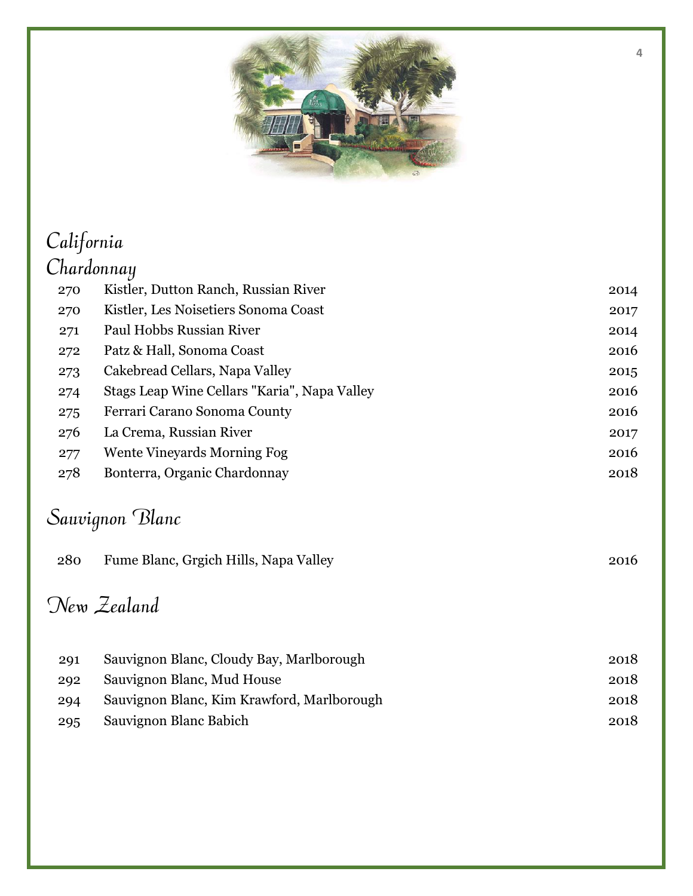# California

## Chardonnay

| | | |
|---|---|---|
| 270 | Kistler, Dutton Ranch, Russian River | 2014 |
| 270 | Kistler, Les Noisetiers Sonoma Coast | 2017 |
| 271 | Paul Hobbs Russian River | 2014 |
| 272 | Patz & Hall, Sonoma Coast | 2016 |
| 273 | Cakebread Cellars, Napa Valley | 2015 |
| 274 | Stags Leap Wine Cellars "Karia", Napa Valley | 2016 |
| 275 | Ferrari Carano Sonoma County | 2016 |
| 276 | La Crema, Russian River | 2017 |
| 277 | Wente Vineyards Morning Fog | 2016 |
| 278 | Bonterra, Organic Chardonnay | 2018 |

## Sauvignon Blanc

| | | |
|---|---|---|
| 280 | Fume Blanc, Grgich Hills, Napa Valley | 2016 |

# New Zealand

| | | |
|---|---|---|
| 291 | Sauvignon Blanc, Cloudy Bay, Marlborough | 2018 |
| 292 | Sauvignon Blanc, Mud House | 2018 |
| 294 | Sauvignon Blanc, Kim Krawford, Marlborough | 2018 |
| 295 | Sauvignon Blanc Babich | 2018 |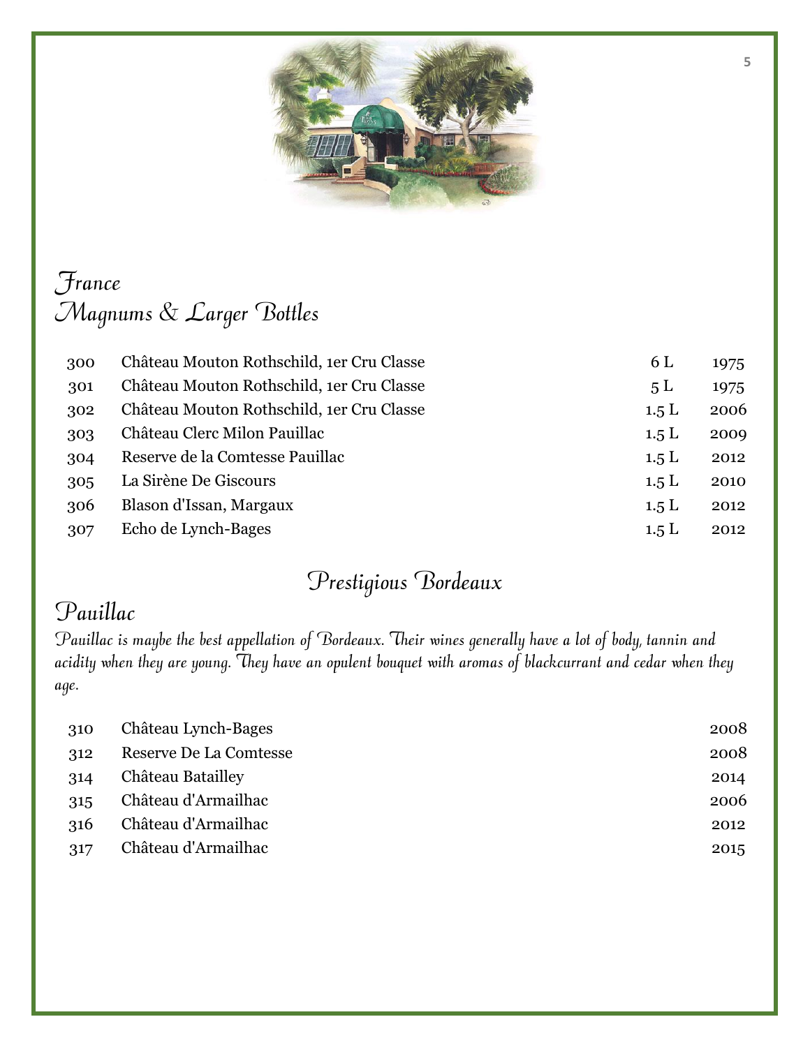# France
## Magnums & Larger Bottles

| | | | |
|---|---|---|---|
| 300 | Château Mouton Rothschild, 1er Cru Classe | 6 L | 1975 |
| 301 | Château Mouton Rothschild, 1er Cru Classe | 5 L | 1975 |
| 302 | Château Mouton Rothschild, 1er Cru Classe | 1.5 L | 2006 |
| 303 | Château Clerc Milon Pauillac | 1.5 L | 2009 |
| 304 | Reserve de la Comtesse Pauillac | 1.5 L | 2012 |
| 305 | La Sirène De Giscours | 1.5 L | 2010 |
| 306 | Blason d'Issan, Margaux | 1.5 L | 2012 |
| 307 | Echo de Lynch-Bages | 1.5 L | 2012 |

# Prestigious Bordeaux

## Pauillac

*Pauillac is maybe the best appellation of Bordeaux. Their wines generally have a lot of body, tannin and acidity when they are young. They have an opulent bouquet with aromas of blackcurrant and cedar when they age.*

| | | |
|---|---|---|
| 310 | Château Lynch-Bages | 2008 |
| 312 | Reserve De La Comtesse | 2008 |
| 314 | Château Batailley | 2014 |
| 315 | Château d'Armailhac | 2006 |
| 316 | Château d'Armailhac | 2012 |
| 317 | Château d'Armailhac | 2015 |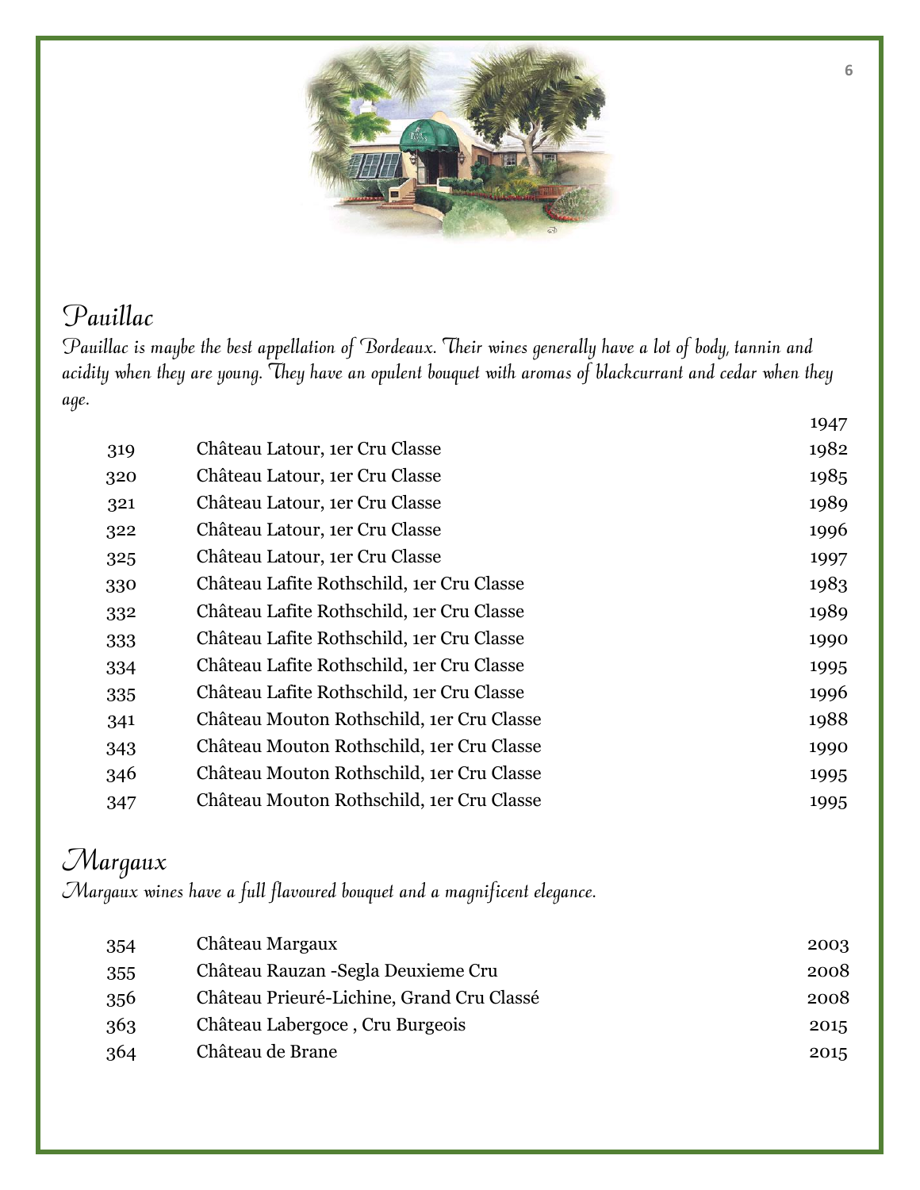## Pauillac

*Pauillac is maybe the best appellation of Bordeaux. Their wines generally have a lot of body, tannin and acidity when they are young. They have an opulent bouquet with aromas of blackcurrant and cedar when they age.*

| | | 1947 |
|---|---|---|
| 319 | Château Latour, 1er Cru Classe | 1982 |
| 320 | Château Latour, 1er Cru Classe | 1985 |
| 321 | Château Latour, 1er Cru Classe | 1989 |
| 322 | Château Latour, 1er Cru Classe | 1996 |
| 325 | Château Latour, 1er Cru Classe | 1997 |
| 330 | Château Lafite Rothschild, 1er Cru Classe | 1983 |
| 332 | Château Lafite Rothschild, 1er Cru Classe | 1989 |
| 333 | Château Lafite Rothschild, 1er Cru Classe | 1990 |
| 334 | Château Lafite Rothschild, 1er Cru Classe | 1995 |
| 335 | Château Lafite Rothschild, 1er Cru Classe | 1996 |
| 341 | Château Mouton Rothschild, 1er Cru Classe | 1988 |
| 343 | Château Mouton Rothschild, 1er Cru Classe | 1990 |
| 346 | Château Mouton Rothschild, 1er Cru Classe | 1995 |
| 347 | Château Mouton Rothschild, 1er Cru Classe | 1995 |

## Margaux

*Margaux wines have a full flavoured bouquet and a magnificent elegance.*

| | | |
|---|---|---|
| 354 | Château Margaux | 2003 |
| 355 | Château Rauzan -Segla Deuxieme Cru | 2008 |
| 356 | Château Prieuré-Lichine, Grand Cru Classé | 2008 |
| 363 | Château Labergoce , Cru Burgeois | 2015 |
| 364 | Château de Brane | 2015 |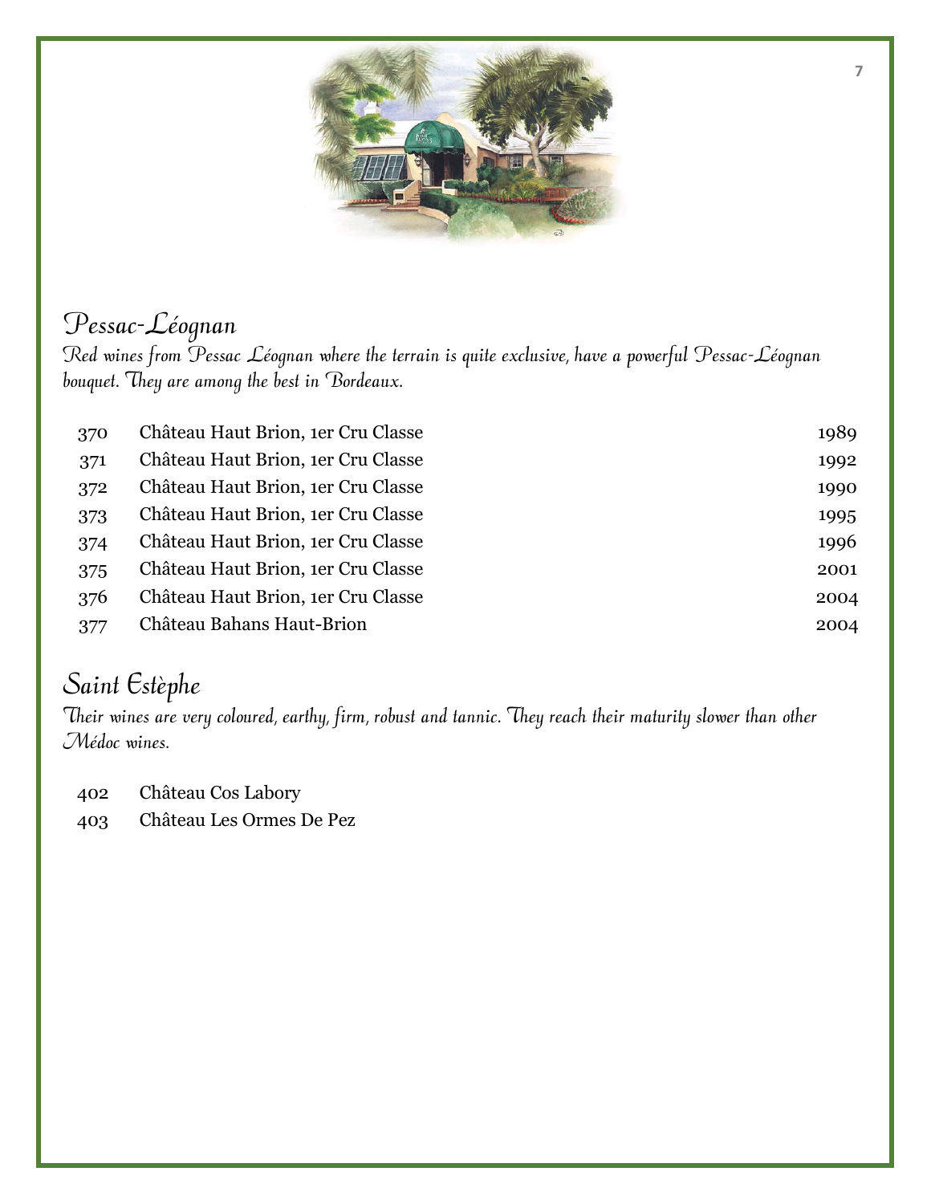## Pessac-Léognan

*Red wines from Pessac Léognan where the terrain is quite exclusive, have a powerful Pessac-Léognan bouquet. They are among the best in Bordeaux.*

| | | |
|---|---|---|
| 370 | Château Haut Brion, 1er Cru Classe | 1989 |
| 371 | Château Haut Brion, 1er Cru Classe | 1992 |
| 372 | Château Haut Brion, 1er Cru Classe | 1990 |
| 373 | Château Haut Brion, 1er Cru Classe | 1995 |
| 374 | Château Haut Brion, 1er Cru Classe | 1996 |
| 375 | Château Haut Brion, 1er Cru Classe | 2001 |
| 376 | Château Haut Brion, 1er Cru Classe | 2004 |
| 377 | Château Bahans Haut-Brion | 2004 |

## Saint Estèphe

*Their wines are very coloured, earthy, firm, robust and tannic. They reach their maturity slower than other Médoc wines.*

| | |
|---|---|
| 402 | Château Cos Labory |
| 403 | Château Les Ormes De Pez |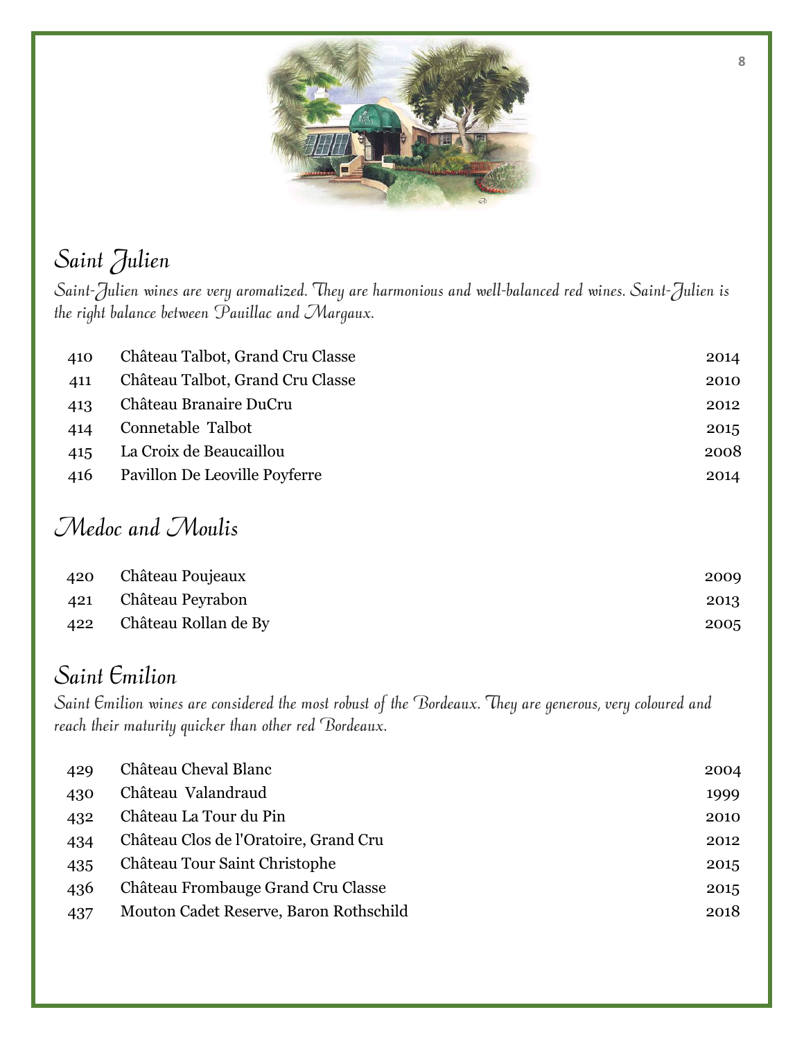## Saint Julien

*Saint-Julien wines are very aromatized. They are harmonious and well-balanced red wines. Saint-Julien is the right balance between Pauillac and Margaux.*

| | | |
|---|---|---|
| 410 | Château Talbot, Grand Cru Classe | 2014 |
| 411 | Château Talbot, Grand Cru Classe | 2010 |
| 413 | Château Branaire DuCru | 2012 |
| 414 | Connetable Talbot | 2015 |
| 415 | La Croix de Beaucaillou | 2008 |
| 416 | Pavillon De Leoville Poyferre | 2014 |

## Medoc and Moulis

| | | |
|---|---|---|
| 420 | Château Poujeaux | 2009 |
| 421 | Château Peyrabon | 2013 |
| 422 | Château Rollan de By | 2005 |

## Saint Emilion

*Saint Emilion wines are considered the most robust of the Bordeaux. They are generous, very coloured and reach their maturity quicker than other red Bordeaux.*

| | | |
|---|---|---|
| 429 | Château Cheval Blanc | 2004 |
| 430 | Château Valandraud | 1999 |
| 432 | Château La Tour du Pin | 2010 |
| 434 | Château Clos de l'Oratoire, Grand Cru | 2012 |
| 435 | Château Tour Saint Christophe | 2015 |
| 436 | Château Frombauge Grand Cru Classe | 2015 |
| 437 | Mouton Cadet Reserve, Baron Rothschild | 2018 |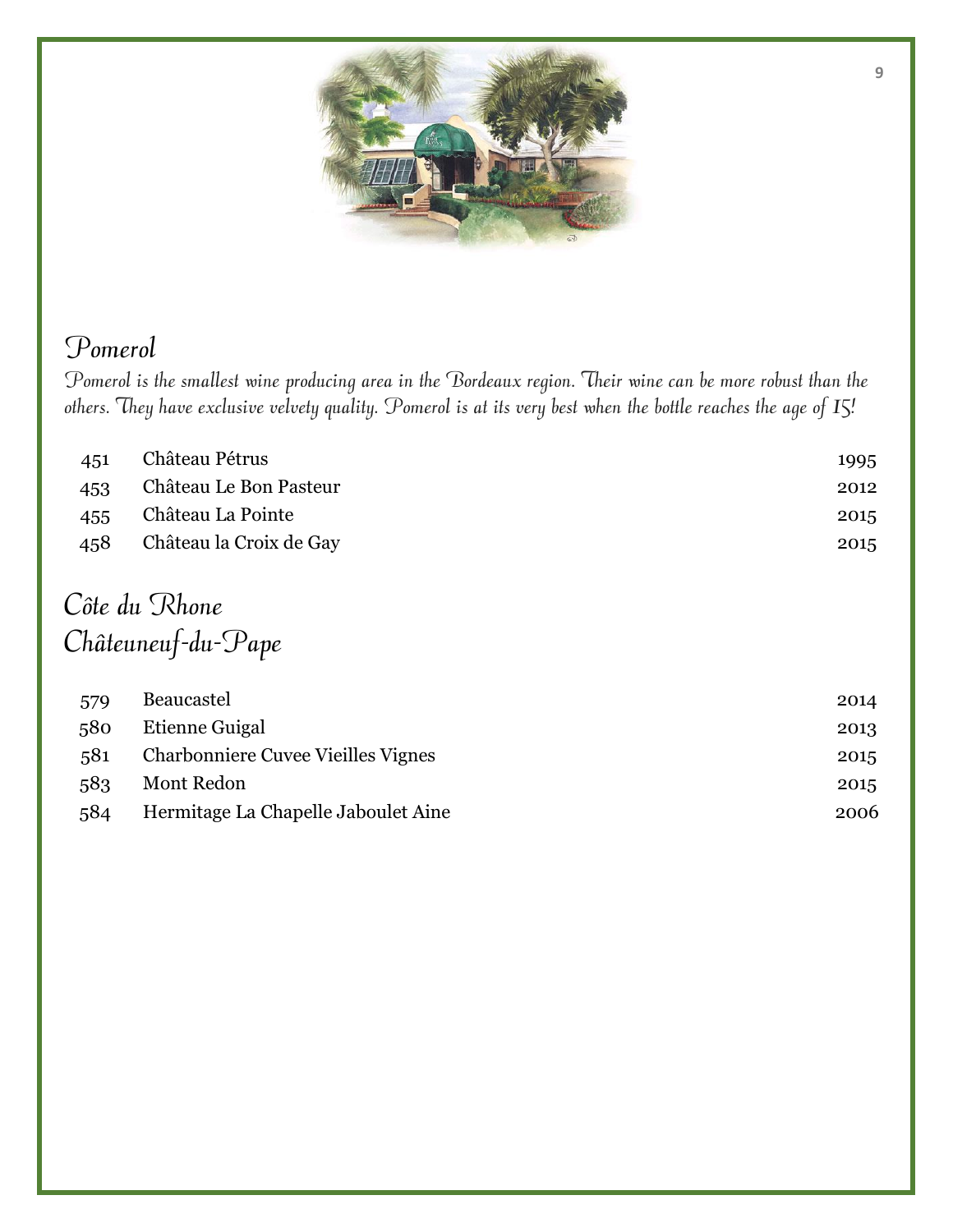## Pomerol

*Pomerol is the smallest wine producing area in the Bordeaux region. Their wine can be more robust than the others. They have exclusive velvety quality. Pomerol is at its very best when the bottle reaches the age of 15!*

| | | |
|---|---|---|
| 451 | Château Pétrus | 1995 |
| 453 | Château Le Bon Pasteur | 2012 |
| 455 | Château La Pointe | 2015 |
| 458 | Château la Croix de Gay | 2015 |

## Côte du Rhone
## Châteuneuf-du-Pape

| | | |
|---|---|---|
| 579 | Beaucastel | 2014 |
| 580 | Etienne Guigal | 2013 |
| 581 | Charbonniere Cuvee Vieilles Vignes | 2015 |
| 583 | Mont Redon | 2015 |
| 584 | Hermitage La Chapelle Jaboulet Aine | 2006 |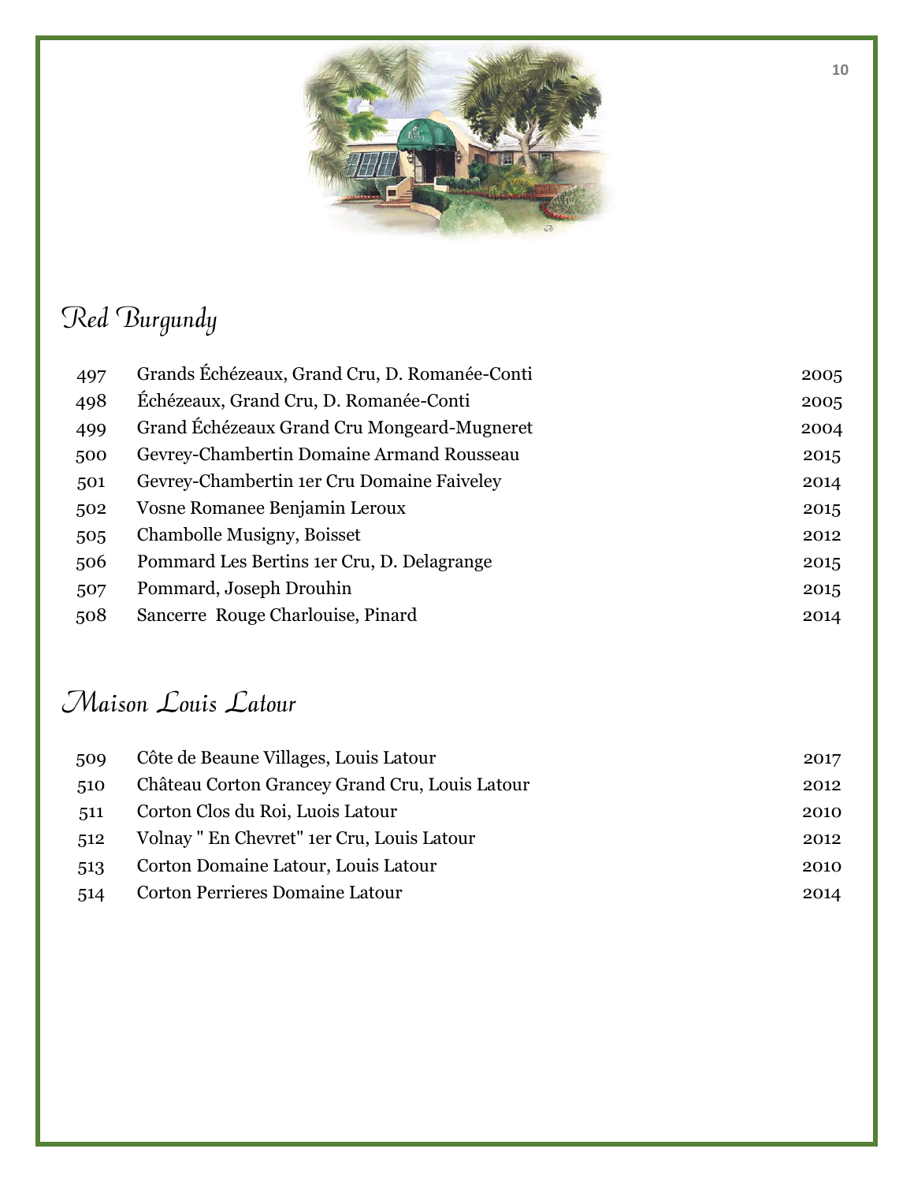## Red Burgundy

| | | |
|---|---|---|
| 497 | Grands Échézeaux, Grand Cru, D. Romanée-Conti | 2005 |
| 498 | Échézeaux, Grand Cru, D. Romanée-Conti | 2005 |
| 499 | Grand Échézeaux Grand Cru Mongeard-Mugneret | 2004 |
| 500 | Gevrey-Chambertin Domaine Armand Rousseau | 2015 |
| 501 | Gevrey-Chambertin 1er Cru Domaine Faiveley | 2014 |
| 502 | Vosne Romanee Benjamin Leroux | 2015 |
| 505 | Chambolle Musigny, Boisset | 2012 |
| 506 | Pommard Les Bertins 1er Cru, D. Delagrange | 2015 |
| 507 | Pommard, Joseph Drouhin | 2015 |
| 508 | Sancerre Rouge Charlouise, Pinard | 2014 |

## Maison Louis Latour

| | | |
|---|---|---|
| 509 | Côte de Beaune Villages, Louis Latour | 2017 |
| 510 | Château Corton Grancey Grand Cru, Louis Latour | 2012 |
| 511 | Corton Clos du Roi, Luois Latour | 2010 |
| 512 | Volnay " En Chevret" 1er Cru, Louis Latour | 2012 |
| 513 | Corton Domaine Latour, Louis Latour | 2010 |
| 514 | Corton Perrieres Domaine Latour | 2014 |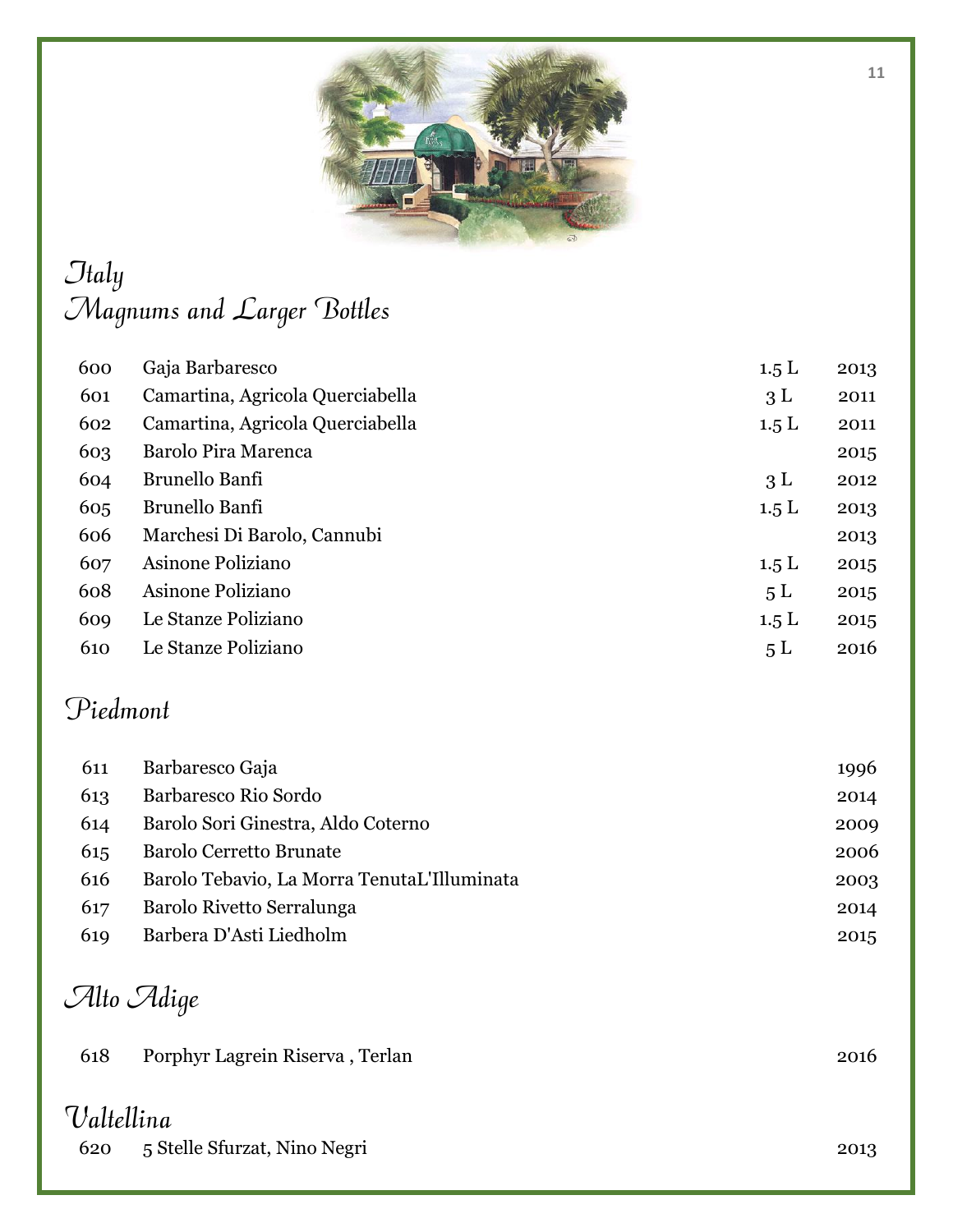# Italy
## Magnums and Larger Bottles

| | | | |
|---|---|---|---|
| 600 | Gaja Barbaresco | 1.5 L | 2013 |
| 601 | Camartina, Agricola Querciabella | 3 L | 2011 |
| 602 | Camartina, Agricola Querciabella | 1.5 L | 2011 |
| 603 | Barolo Pira Marenca | | 2015 |
| 604 | Brunello Banfi | 3 L | 2012 |
| 605 | Brunello Banfi | 1.5 L | 2013 |
| 606 | Marchesi Di Barolo, Cannubi | | 2013 |
| 607 | Asinone Poliziano | 1.5 L | 2015 |
| 608 | Asinone Poliziano | 5 L | 2015 |
| 609 | Le Stanze Poliziano | 1.5 L | 2015 |
| 610 | Le Stanze Poliziano | 5 L | 2016 |

## Piedmont

| | | |
|---|---|---|
| 611 | Barbaresco Gaja | 1996 |
| 613 | Barbaresco Rio Sordo | 2014 |
| 614 | Barolo Sori Ginestra, Aldo Coterno | 2009 |
| 615 | Barolo Cerretto Brunate | 2006 |
| 616 | Barolo Tebavio, La Morra TenutaL'Illuminata | 2003 |
| 617 | Barolo Rivetto Serralunga | 2014 |
| 619 | Barbera D'Asti Liedholm | 2015 |

## Alto Adige

| | | |
|---|---|---|
| 618 | Porphyr Lagrein Riserva , Terlan | 2016 |

## Valtellina

| | | |
|---|---|---|
| 620 | 5 Stelle Sfurzat, Nino Negri | 2013 |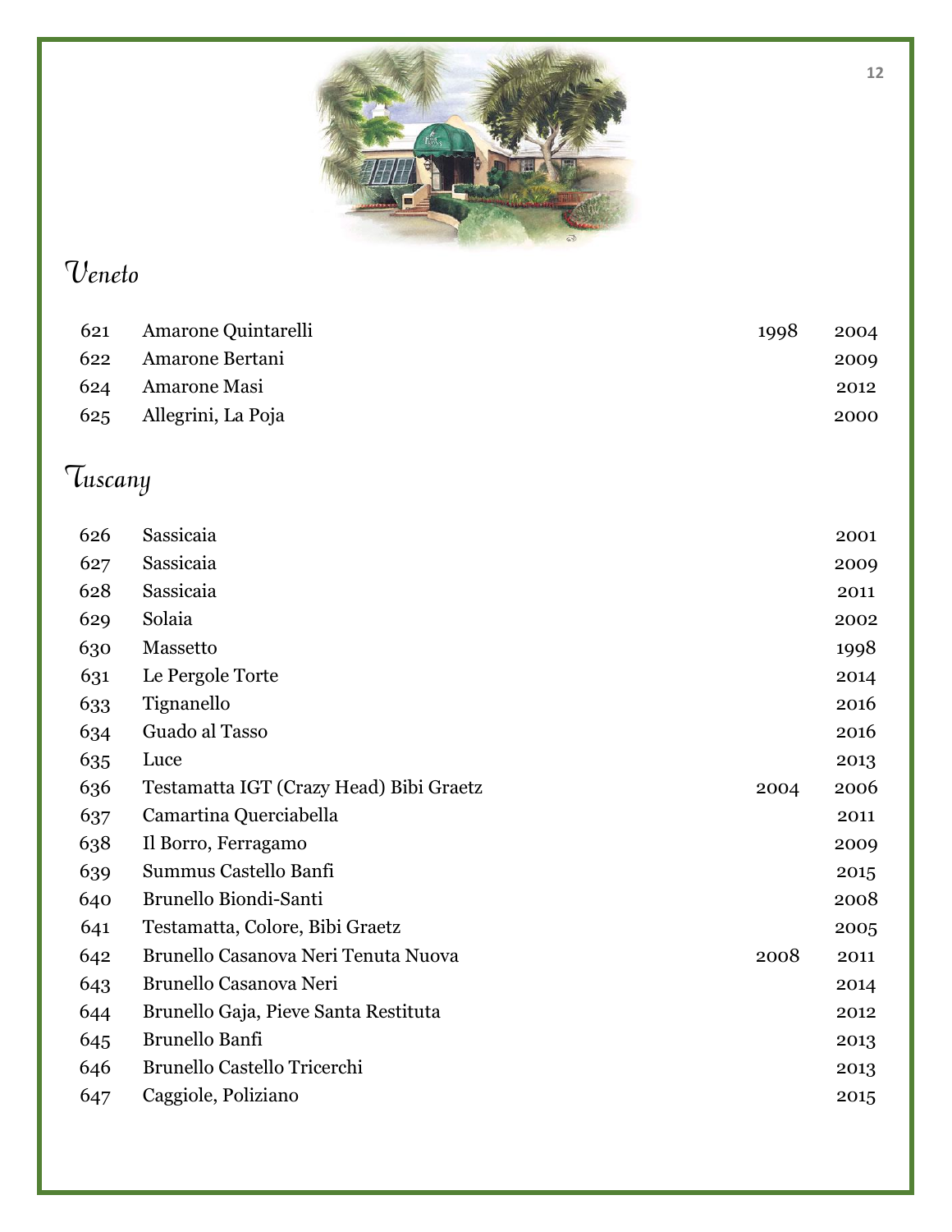## Veneto

| | | | |
|---|---|---|---|
| 621 | Amarone Quintarelli | 1998 | 2004 |
| 622 | Amarone Bertani | | 2009 |
| 624 | Amarone Masi | | 2012 |
| 625 | Allegrini, La Poja | | 2000 |

## Tuscany

| | | | |
|---|---|---|---|
| 626 | Sassicaia | | 2001 |
| 627 | Sassicaia | | 2009 |
| 628 | Sassicaia | | 2011 |
| 629 | Solaia | | 2002 |
| 630 | Massetto | | 1998 |
| 631 | Le Pergole Torte | | 2014 |
| 633 | Tignanello | | 2016 |
| 634 | Guado al Tasso | | 2016 |
| 635 | Luce | | 2013 |
| 636 | Testamatta IGT (Crazy Head) Bibi Graetz | 2004 | 2006 |
| 637 | Camartina Querciabella | | 2011 |
| 638 | Il Borro, Ferragamo | | 2009 |
| 639 | Summus Castello Banfi | | 2015 |
| 640 | Brunello Biondi-Santi | | 2008 |
| 641 | Testamatta, Colore, Bibi Graetz | | 2005 |
| 642 | Brunello Casanova Neri Tenuta Nuova | 2008 | 2011 |
| 643 | Brunello Casanova Neri | | 2014 |
| 644 | Brunello Gaja, Pieve Santa Restituta | | 2012 |
| 645 | Brunello Banfi | | 2013 |
| 646 | Brunello Castello Tricerchi | | 2013 |
| 647 | Caggiole, Poliziano | | 2015 |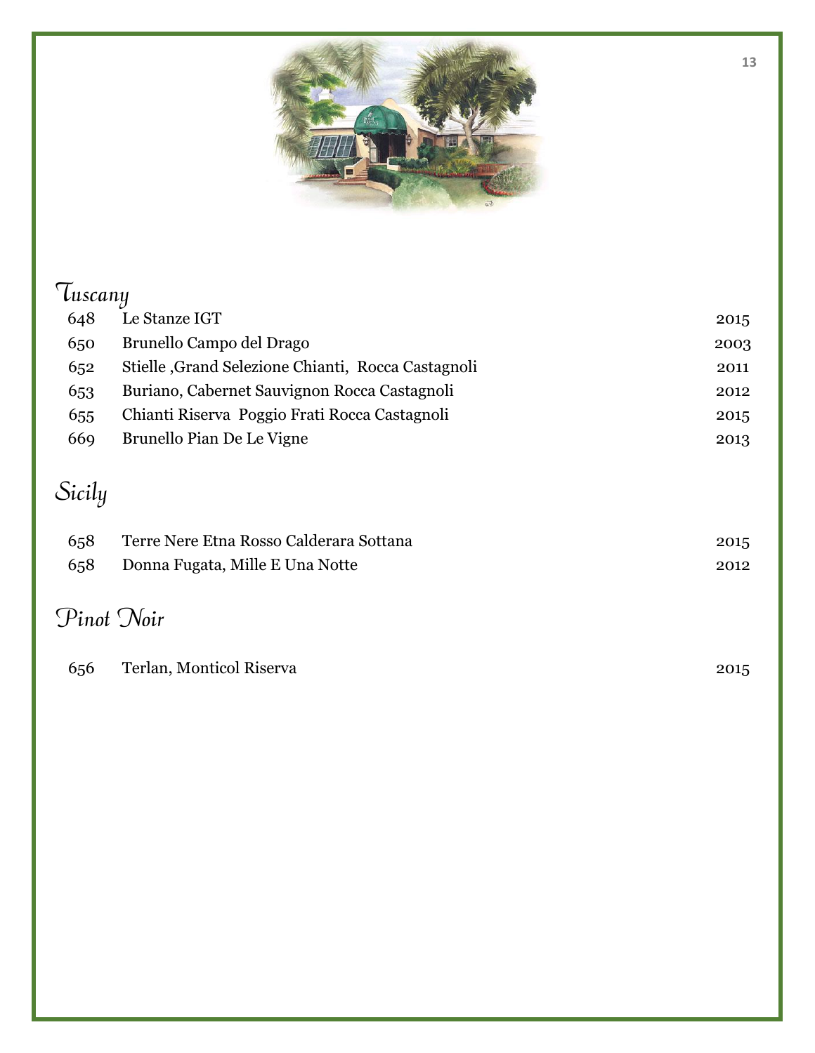## Tuscany

| | | |
|---|---|---|
| 648 | Le Stanze IGT | 2015 |
| 650 | Brunello Campo del Drago | 2003 |
| 652 | Stielle ,Grand Selezione Chianti, Rocca Castagnoli | 2011 |
| 653 | Buriano, Cabernet Sauvignon Rocca Castagnoli | 2012 |
| 655 | Chianti Riserva Poggio Frati Rocca Castagnoli | 2015 |
| 669 | Brunello Pian De Le Vigne | 2013 |

## Sicily

| | | |
|---|---|---|
| 658 | Terre Nere Etna Rosso Calderara Sottana | 2015 |
| 658 | Donna Fugata, Mille E Una Notte | 2012 |

## Pinot Noir

| | | |
|---|---|---|
| 656 | Terlan, Monticol Riserva | 2015 |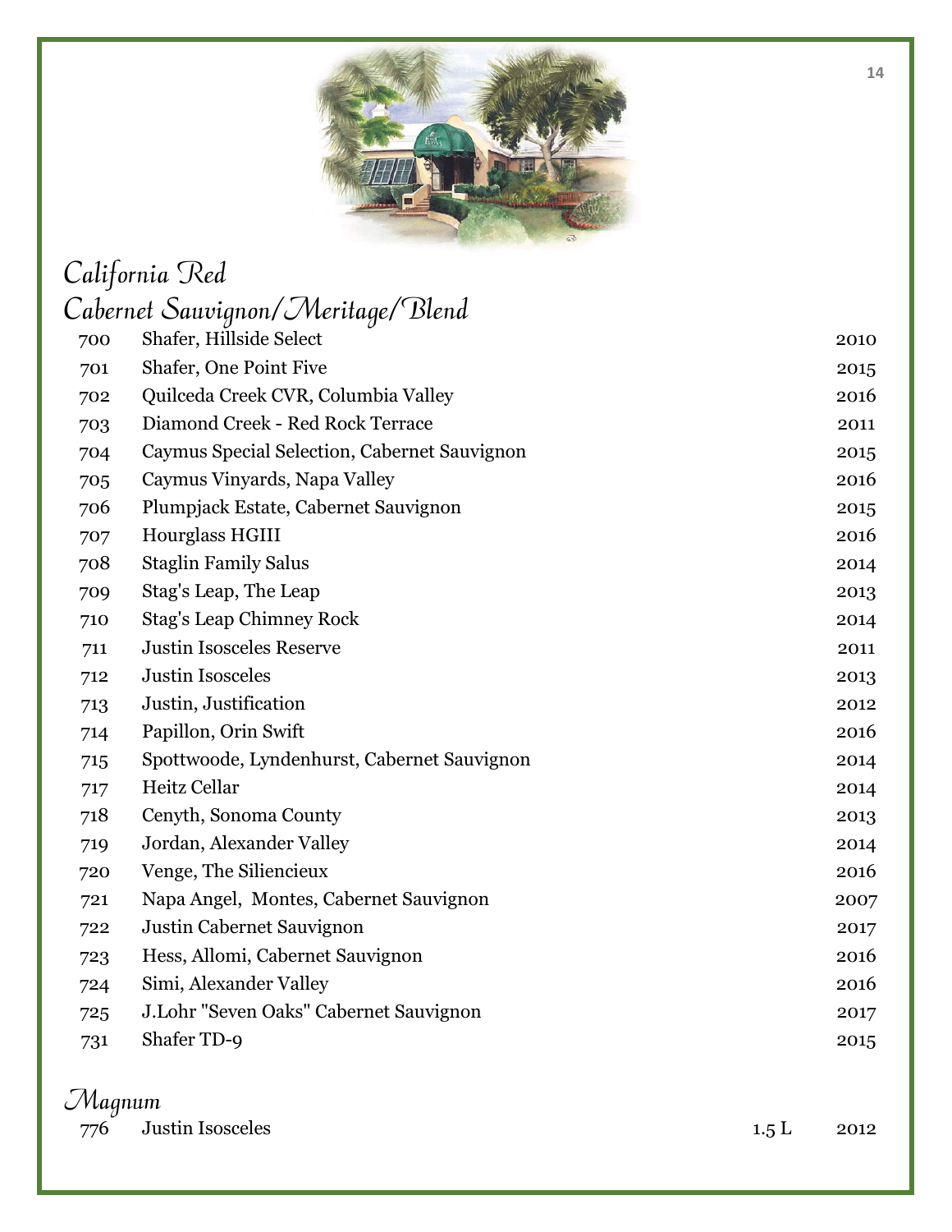## California Red

### Cabernet Sauvignon/Meritage/Blend

| | | |
|---|---|---|
| 700 | Shafer, Hillside Select | 2010 |
| 701 | Shafer, One Point Five | 2015 |
| 702 | Quilceda Creek CVR, Columbia Valley | 2016 |
| 703 | Diamond Creek - Red Rock Terrace | 2011 |
| 704 | Caymus Special Selection, Cabernet Sauvignon | 2015 |
| 705 | Caymus Vinyards, Napa Valley | 2016 |
| 706 | Plumpjack Estate, Cabernet Sauvignon | 2015 |
| 707 | Hourglass HGIII | 2016 |
| 708 | Staglin Family Salus | 2014 |
| 709 | Stag's Leap, The Leap | 2013 |
| 710 | Stag's Leap Chimney Rock | 2014 |
| 711 | Justin Isosceles Reserve | 2011 |
| 712 | Justin Isosceles | 2013 |
| 713 | Justin, Justification | 2012 |
| 714 | Papillon, Orin Swift | 2016 |
| 715 | Spottwoode, Lyndenhurst, Cabernet Sauvignon | 2014 |
| 717 | Heitz Cellar | 2014 |
| 718 | Cenyth, Sonoma County | 2013 |
| 719 | Jordan, Alexander Valley | 2014 |
| 720 | Venge, The Siliencieux | 2016 |
| 721 | Napa Angel, Montes, Cabernet Sauvignon | 2007 |
| 722 | Justin Cabernet Sauvignon | 2017 |
| 723 | Hess, Allomi, Cabernet Sauvignon | 2016 |
| 724 | Simi, Alexander Valley | 2016 |
| 725 | J.Lohr "Seven Oaks" Cabernet Sauvignon | 2017 |
| 731 | Shafer TD-9 | 2015 |

### Magnum

| | | | |
|---|---|---|---|
| 776 | Justin Isosceles | 1.5 L | 2012 |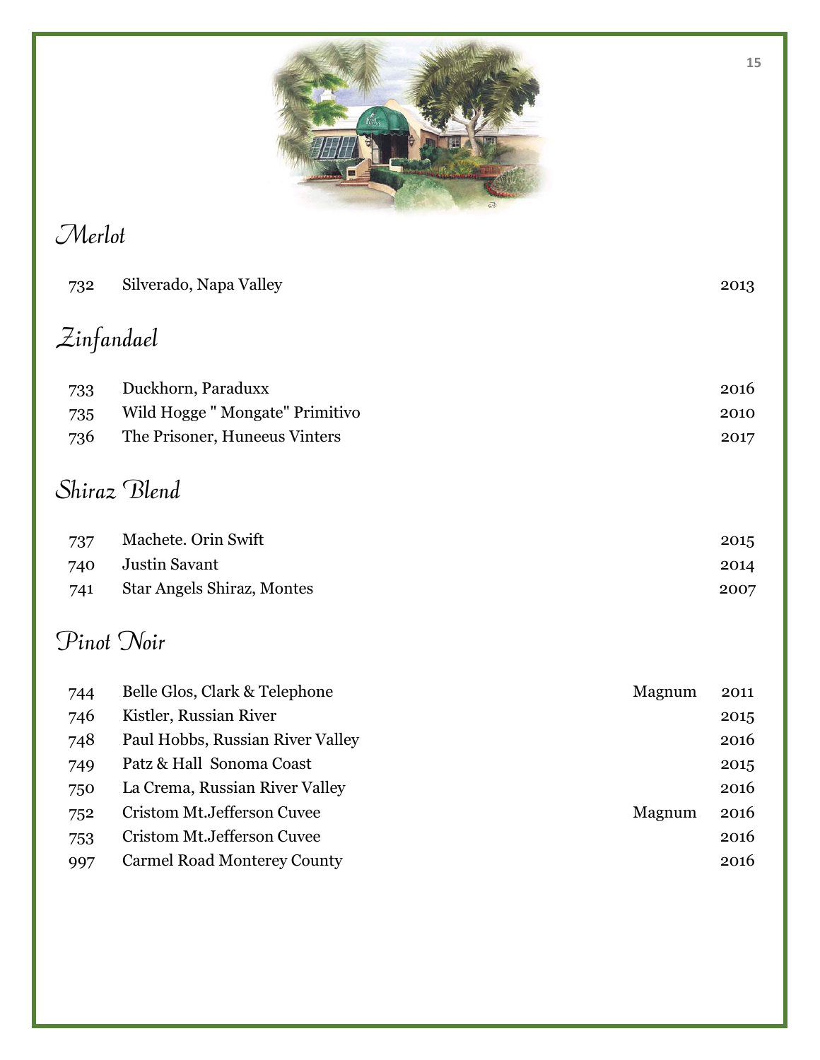## Merlot

| | | | |
|---|---|---|---|
| 732 | Silverado, Napa Valley | | 2013 |

## Zinfandael

| | | | |
|---|---|---|---|
| 733 | Duckhorn, Paraduxx | | 2016 |
| 735 | Wild Hogge " Mongate" Primitivo | | 2010 |
| 736 | The Prisoner, Huneeus Vinters | | 2017 |

## Shiraz Blend

| | | | |
|---|---|---|---|
| 737 | Machete. Orin Swift | | 2015 |
| 740 | Justin Savant | | 2014 |
| 741 | Star Angels Shiraz, Montes | | 2007 |

## Pinot Noir

| | | | |
|---|---|---|---|
| 744 | Belle Glos, Clark & Telephone | Magnum | 2011 |
| 746 | Kistler, Russian River | | 2015 |
| 748 | Paul Hobbs, Russian River Valley | | 2016 |
| 749 | Patz & Hall Sonoma Coast | | 2015 |
| 750 | La Crema, Russian River Valley | | 2016 |
| 752 | Cristom Mt.Jefferson Cuvee | Magnum | 2016 |
| 753 | Cristom Mt.Jefferson Cuvee | | 2016 |
| 997 | Carmel Road Monterey County | | 2016 |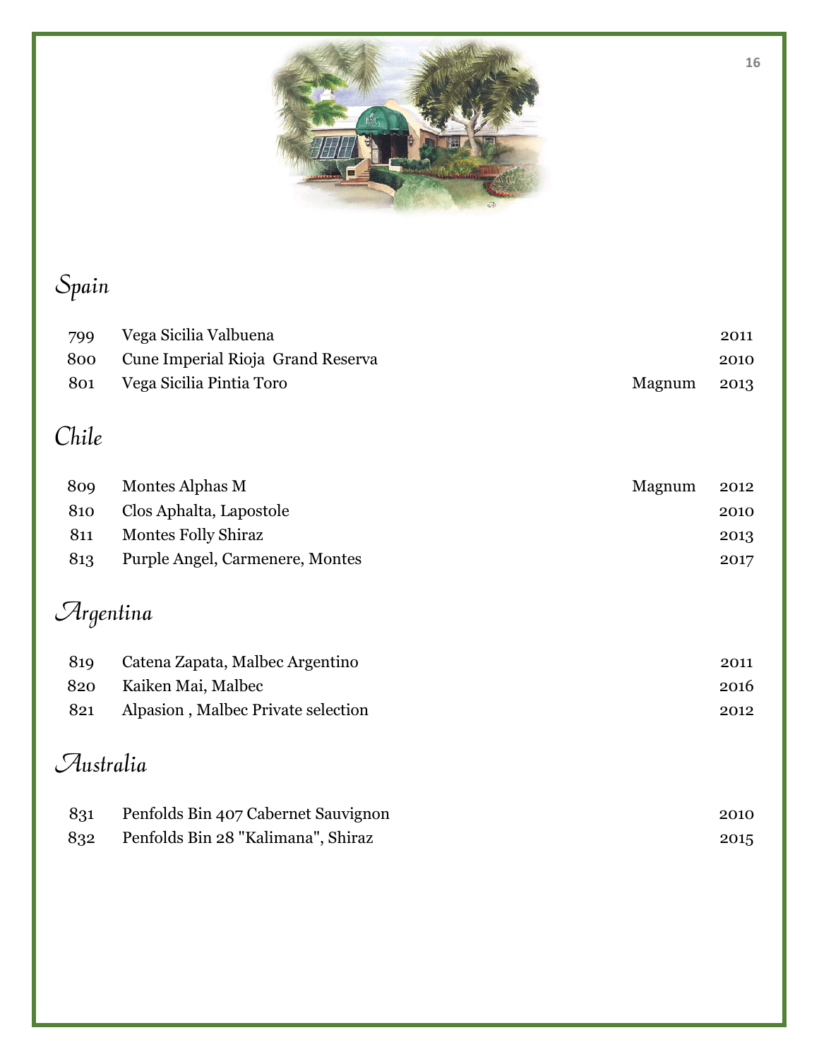## Spain

| | | | |
|---|---|---|---|
| 799 | Vega Sicilia Valbuena | | 2011 |
| 800 | Cune Imperial Rioja Grand Reserva | | 2010 |
| 801 | Vega Sicilia Pintia Toro | Magnum | 2013 |

## Chile

| | | | |
|---|---|---|---|
| 809 | Montes Alphas M | Magnum | 2012 |
| 810 | Clos Aphalta, Lapostole | | 2010 |
| 811 | Montes Folly Shiraz | | 2013 |
| 813 | Purple Angel, Carmenere, Montes | | 2017 |

## Argentina

| | | |
|---|---|---|
| 819 | Catena Zapata, Malbec Argentino | 2011 |
| 820 | Kaiken Mai, Malbec | 2016 |
| 821 | Alpasion , Malbec Private selection | 2012 |

## Australia

| | | |
|---|---|---|
| 831 | Penfolds Bin 407 Cabernet Sauvignon | 2010 |
| 832 | Penfolds Bin 28 "Kalimana", Shiraz | 2015 |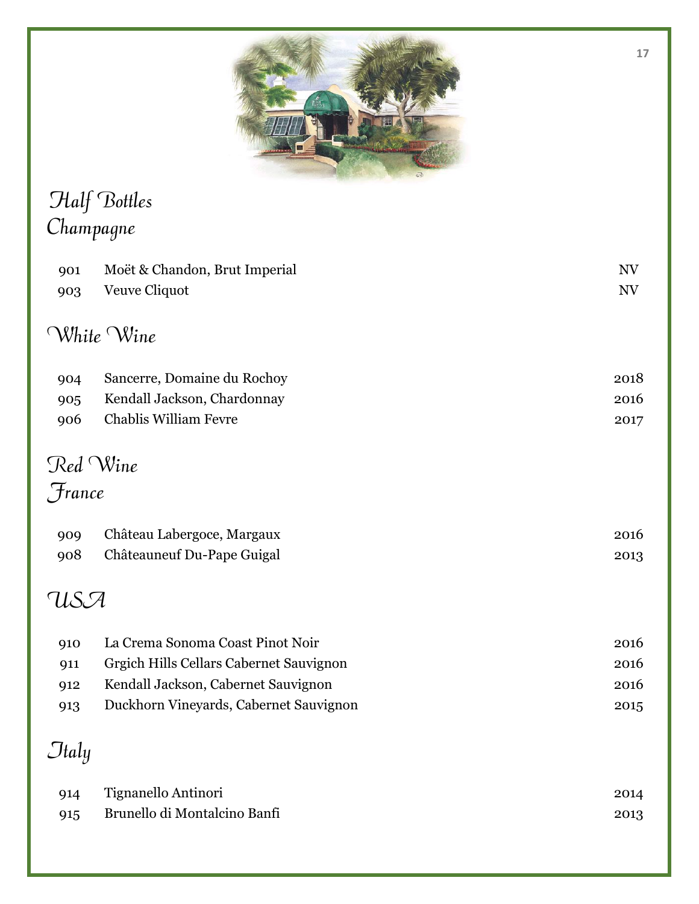# Half Bottles

## Champagne

| | | |
|---|---|---|
| 901 | Moët & Chandon, Brut Imperial | NV |
| 903 | Veuve Cliquot | NV |

## White Wine

| | | |
|---|---|---|
| 904 | Sancerre, Domaine du Rochoy | 2018 |
| 905 | Kendall Jackson, Chardonnay | 2016 |
| 906 | Chablis William Fevre | 2017 |

## Red Wine

### France

| | | |
|---|---|---|
| 909 | Château Labergoce, Margaux | 2016 |
| 908 | Châteauneuf Du-Pape Guigal | 2013 |

### USA

| | | |
|---|---|---|
| 910 | La Crema Sonoma Coast Pinot Noir | 2016 |
| 911 | Grgich Hills Cellars Cabernet Sauvignon | 2016 |
| 912 | Kendall Jackson, Cabernet Sauvignon | 2016 |
| 913 | Duckhorn Vineyards, Cabernet Sauvignon | 2015 |

### Italy

| | | |
|---|---|---|
| 914 | Tignanello Antinori | 2014 |
| 915 | Brunello di Montalcino Banfi | 2013 |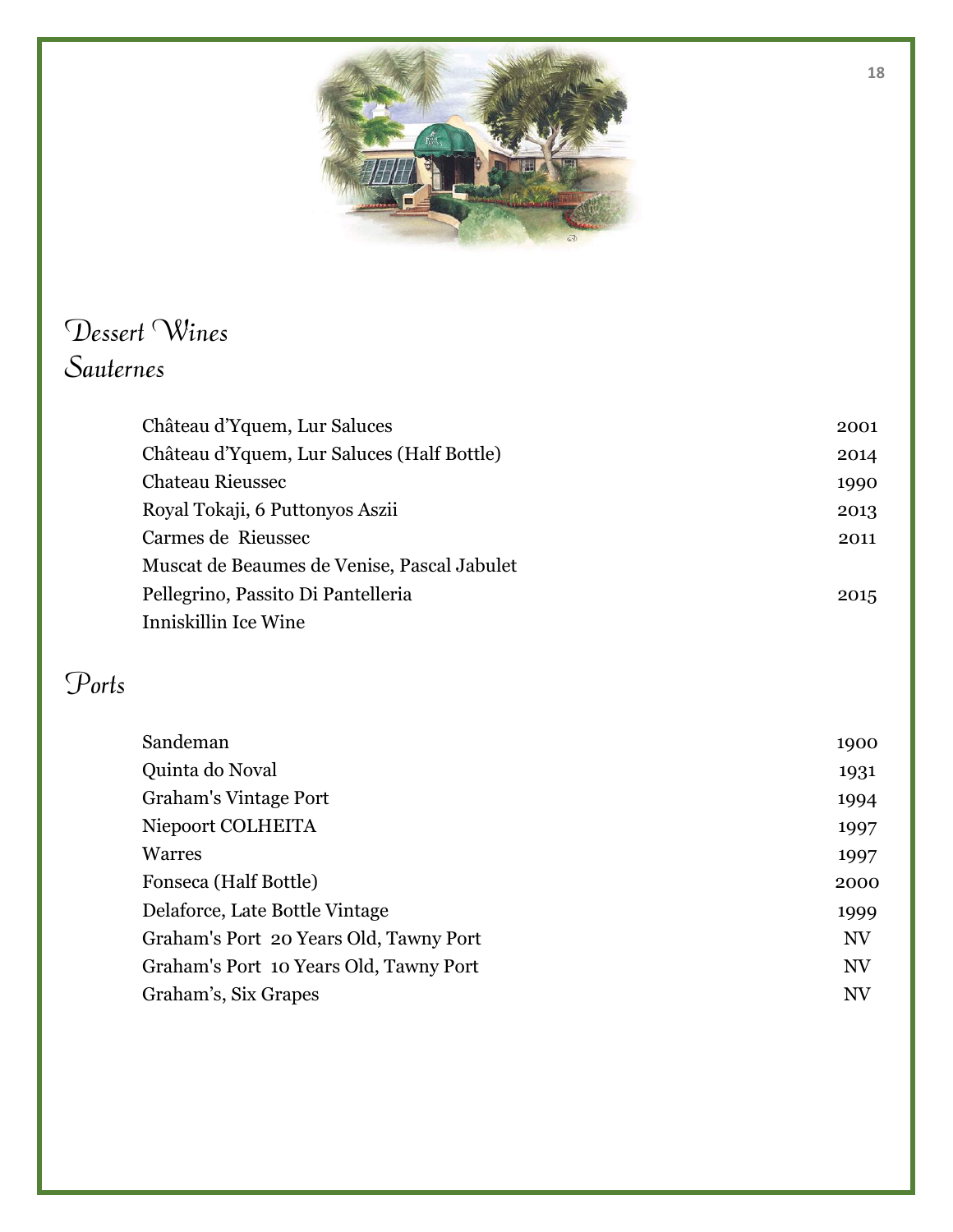# Dessert Wines

## Sauternes

| | |
|---|---|
| Château d'Yquem, Lur Saluces | 2001 |
| Château d'Yquem, Lur Saluces (Half Bottle) | 2014 |
| Chateau Rieussec | 1990 |
| Royal Tokaji, 6 Puttonyos Aszii | 2013 |
| Carmes de Rieussec | 2011 |
| Muscat de Beaumes de Venise, Pascal Jabulet | |
| Pellegrino, Passito Di Pantelleria | 2015 |
| Inniskillin Ice Wine | |

## Ports

| | |
|---|---|
| Sandeman | 1900 |
| Quinta do Noval | 1931 |
| Graham's Vintage Port | 1994 |
| Niepoort COLHEITA | 1997 |
| Warres | 1997 |
| Fonseca (Half Bottle) | 2000 |
| Delaforce, Late Bottle Vintage | 1999 |
| Graham's Port 20 Years Old, Tawny Port | NV |
| Graham's Port 10 Years Old, Tawny Port | NV |
| Graham's, Six Grapes | NV |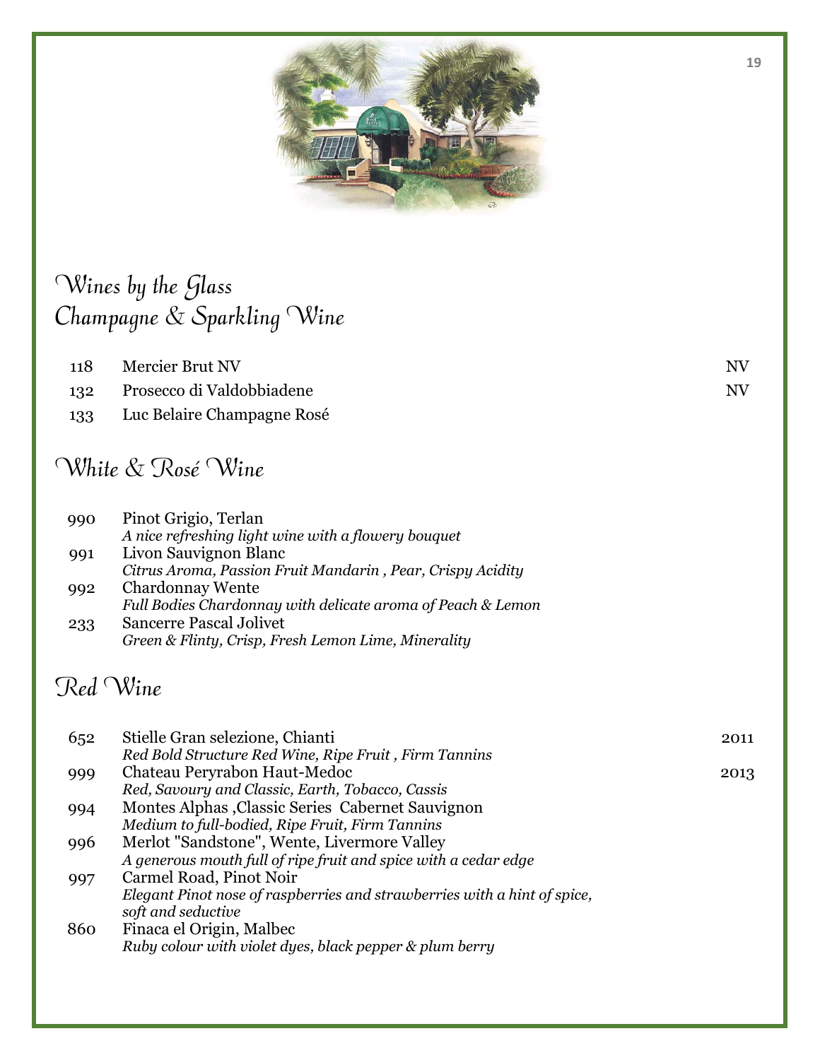# Wines by the Glass

## Champagne & Sparkling Wine

| | | |
|---|---|---|
| 118 | Mercier Brut NV | NV |
| 132 | Prosecco di Valdobbiadene | NV |
| 133 | Luc Belaire Champagne Rosé | |

## White & Rosé Wine

| | | |
|---|---|---|
| 990 | Pinot Grigio, Terlan<br>*A nice refreshing light wine with a flowery bouquet* | |
| 991 | Livon Sauvignon Blanc<br>*Citrus Aroma, Passion Fruit Mandarin , Pear, Crispy Acidity* | |
| 992 | Chardonnay Wente<br>*Full Bodies Chardonnay with delicate aroma of Peach & Lemon* | |
| 233 | Sancerre Pascal Jolivet<br>*Green & Flinty, Crisp, Fresh Lemon Lime, Minerality* | |

## Red Wine

| | | |
|---|---|---|
| 652 | Stielle Gran selezione, Chianti<br>*Red Bold Structure Red Wine, Ripe Fruit , Firm Tannins* | 2011 |
| 999 | Chateau Peryrabon Haut-Medoc<br>*Red, Savoury and Classic, Earth, Tobacco, Cassis* | 2013 |
| 994 | Montes Alphas ,Classic Series Cabernet Sauvignon<br>*Medium to full-bodied, Ripe Fruit, Firm Tannins* | |
| 996 | Merlot "Sandstone", Wente, Livermore Valley<br>*A generous mouth full of ripe fruit and spice with a cedar edge* | |
| 997 | Carmel Road, Pinot Noir<br>*Elegant Pinot nose of raspberries and strawberries with a hint of spice, soft and seductive* | |
| 860 | Finaca el Origin, Malbec<br>*Ruby colour with violet dyes, black pepper & plum berry* | |